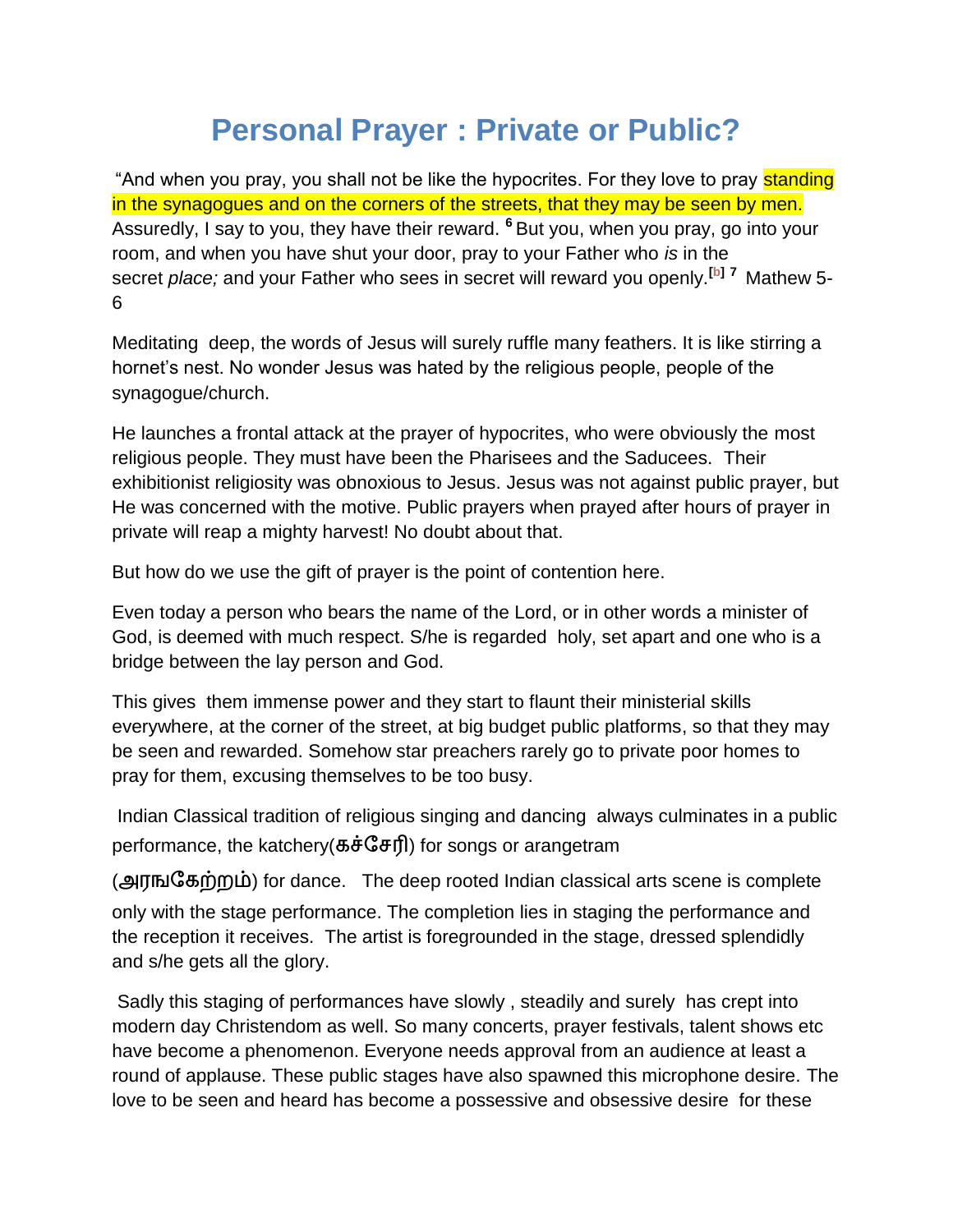# Personal Prayer : Private or Public?

"And when you pray, you shall not be like the hypocrites. For they love to pray standing in the synagogues and on the corners of the streets, that they may be seen by men. Assuredly, I say to you, they have their reward. [6] But you, when you pray, go into your room, and when you have shut your door, pray to your Father who *is* in the secret *place;* and your Father who sees in secret will reward you openly.[b] [7] Mathew 5-6

Meditating deep, the words of Jesus will surely ruffle many feathers. It is like stirring a hornet's nest. No wonder Jesus was hated by the religious people, people of the synagogue/church.

He launches a frontal attack at the prayer of hypocrites, who were obviously the most religious people. They must have been the Pharisees and the Saducees. Their exhibitionist religiosity was obnoxious to Jesus. Jesus was not against public prayer, but He was concerned with the motive. Public prayers when prayed after hours of prayer in private will reap a mighty harvest! No doubt about that.

But how do we use the gift of prayer is the point of contention here.

Even today a person who bears the name of the Lord, or in other words a minister of God, is deemed with much respect. S/he is regarded holy, set apart and one who is a bridge between the lay person and God.

This gives them immense power and they start to flaunt their ministerial skills everywhere, at the corner of the street, at big budget public platforms, so that they may be seen and rewarded. Somehow star preachers rarely go to private poor homes to pray for them, excusing themselves to be too busy.

Indian Classical tradition of religious singing and dancing always culminates in a public performance, the katchery(கச்சேரி) for songs or arangetram (அரங்கேற்றம்) for dance. The deep rooted Indian classical arts scene is complete only with the stage performance. The completion lies in staging the performance and the reception it receives. The artist is foregrounded in the stage, dressed splendidly and s/he gets all the glory.

Sadly this staging of performances have slowly , steadily and surely has crept into modern day Christendom as well. So many concerts, prayer festivals, talent shows etc have become a phenomenon. Everyone needs approval from an audience at least a round of applause. These public stages have also spawned this microphone desire. The love to be seen and heard has become a possessive and obsessive desire for these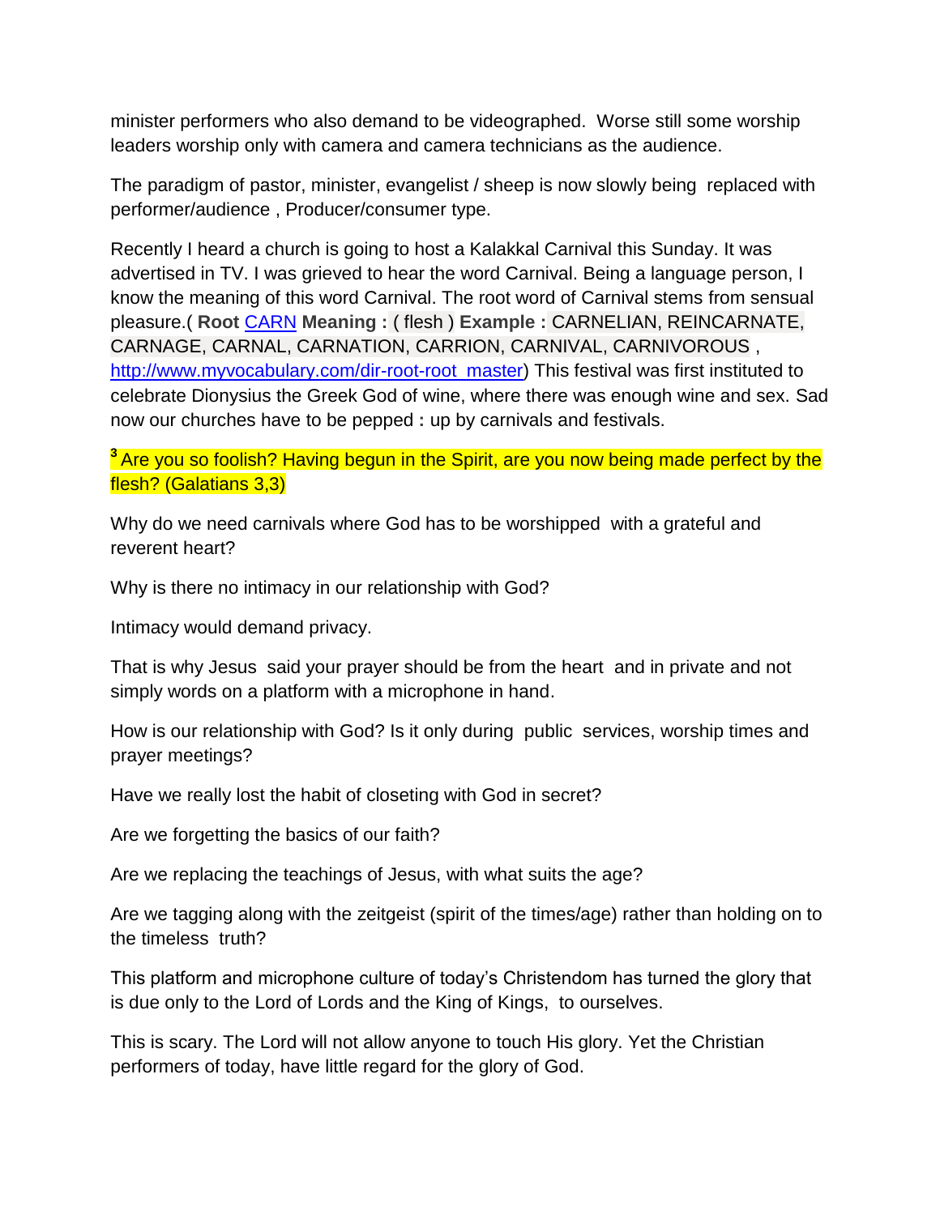minister performers who also demand to be videographed. Worse still some worship leaders worship only with camera and camera technicians as the audience.

The paradigm of pastor, minister, evangelist / sheep is now slowly being replaced with performer/audience , Producer/consumer type.

Recently I heard a church is going to host a Kalakkal Carnival this Sunday. It was advertised in TV. I was grieved to hear the word Carnival. Being a language person, I know the meaning of this word Carnival. The root word of Carnival stems from sensual pleasure.( **Root** [CARN](http://www.myvocabulary.com/dir-root-root_master) **Meaning :** ( flesh ) **Example :** CARNELIAN, REINCARNATE, CARNAGE, CARNAL, CARNATION, CARRION, CARNIVAL, CARNIVOROUS , http://www.myvocabulary.com/dir-root-root_master) This festival was first instituted to celebrate Dionysius the Greek God of wine, where there was enough wine and sex. Sad now our churches have to be pepped **:** up by carnivals and festivals.

[3] Are you so foolish? Having begun in the Spirit, are you now being made perfect by the flesh? (Galatians 3,3)

Why do we need carnivals where God has to be worshipped with a grateful and reverent heart?

Why is there no intimacy in our relationship with God?

Intimacy would demand privacy.

That is why Jesus said your prayer should be from the heart and in private and not simply words on a platform with a microphone in hand.

How is our relationship with God? Is it only during public services, worship times and prayer meetings?

Have we really lost the habit of closeting with God in secret?

Are we forgetting the basics of our faith?

Are we replacing the teachings of Jesus, with what suits the age?

Are we tagging along with the zeitgeist (spirit of the times/age) rather than holding on to the timeless truth?

This platform and microphone culture of today's Christendom has turned the glory that is due only to the Lord of Lords and the King of Kings, to ourselves.

This is scary. The Lord will not allow anyone to touch His glory. Yet the Christian performers of today, have little regard for the glory of God.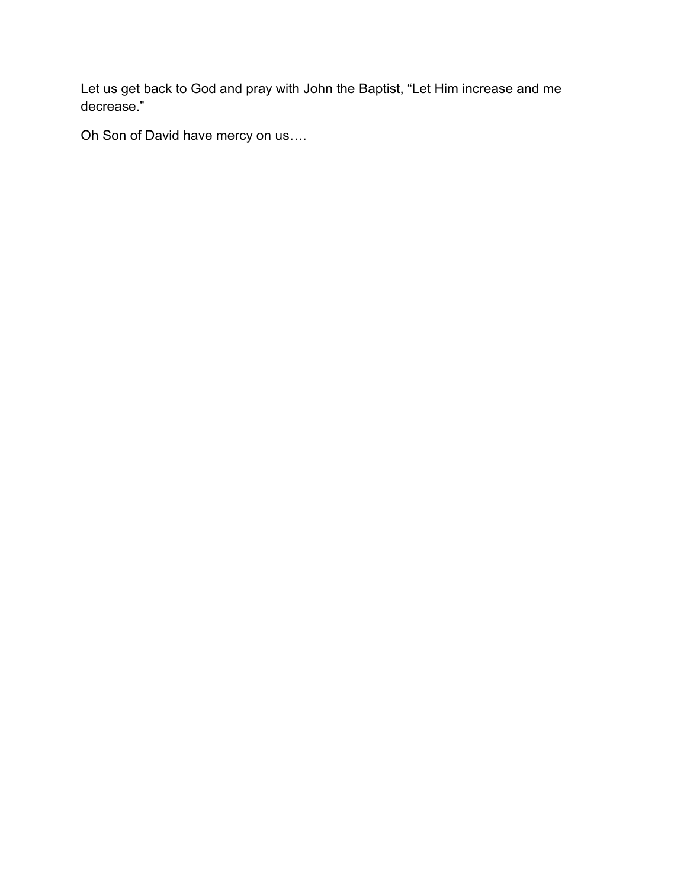Let us get back to God and pray with John the Baptist, “Let Him increase and me decrease.”

Oh Son of David have mercy on us….